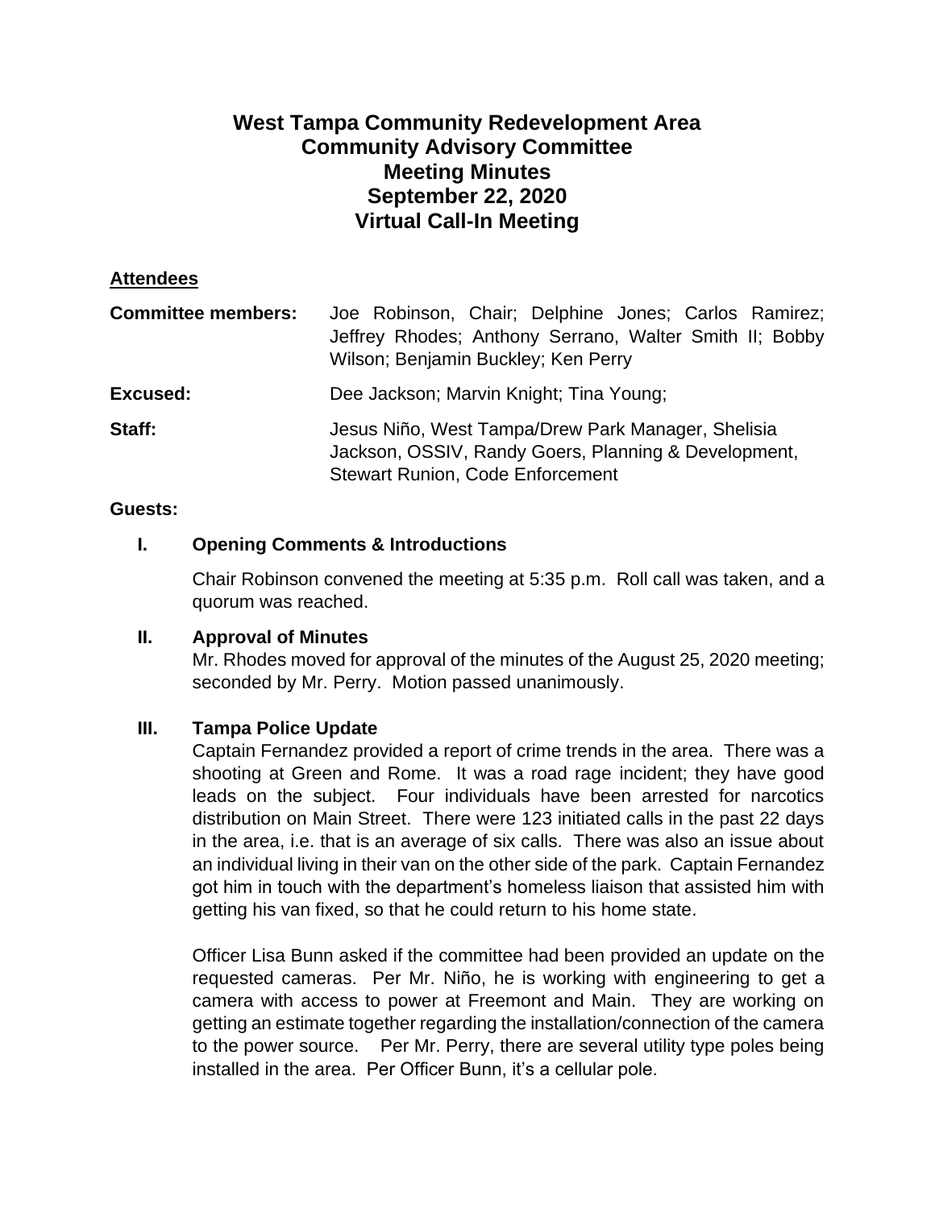# West Tampa Community Redevelopment Area
# Community Advisory Committee
# Meeting Minutes
# September 22, 2020
# Virtual Call-In Meeting

**Attendees**

**Committee members:** Joe Robinson, Chair; Delphine Jones; Carlos Ramirez; Jeffrey Rhodes; Anthony Serrano, Walter Smith II; Bobby Wilson; Benjamin Buckley; Ken Perry

**Excused:** Dee Jackson; Marvin Knight; Tina Young;

**Staff:** Jesus Niño, West Tampa/Drew Park Manager, Shelisia Jackson, OSSIV, Randy Goers, Planning & Development, Stewart Runion, Code Enforcement

**Guests:**

## I. Opening Comments & Introductions

Chair Robinson convened the meeting at 5:35 p.m. Roll call was taken, and a quorum was reached.

## II. Approval of Minutes

Mr. Rhodes moved for approval of the minutes of the August 25, 2020 meeting; seconded by Mr. Perry. Motion passed unanimously.

## III. Tampa Police Update

Captain Fernandez provided a report of crime trends in the area. There was a shooting at Green and Rome. It was a road rage incident; they have good leads on the subject. Four individuals have been arrested for narcotics distribution on Main Street. There were 123 initiated calls in the past 22 days in the area, i.e. that is an average of six calls. There was also an issue about an individual living in their van on the other side of the park. Captain Fernandez got him in touch with the department's homeless liaison that assisted him with getting his van fixed, so that he could return to his home state.

Officer Lisa Bunn asked if the committee had been provided an update on the requested cameras. Per Mr. Niño, he is working with engineering to get a camera with access to power at Freemont and Main. They are working on getting an estimate together regarding the installation/connection of the camera to the power source. Per Mr. Perry, there are several utility type poles being installed in the area. Per Officer Bunn, it's a cellular pole.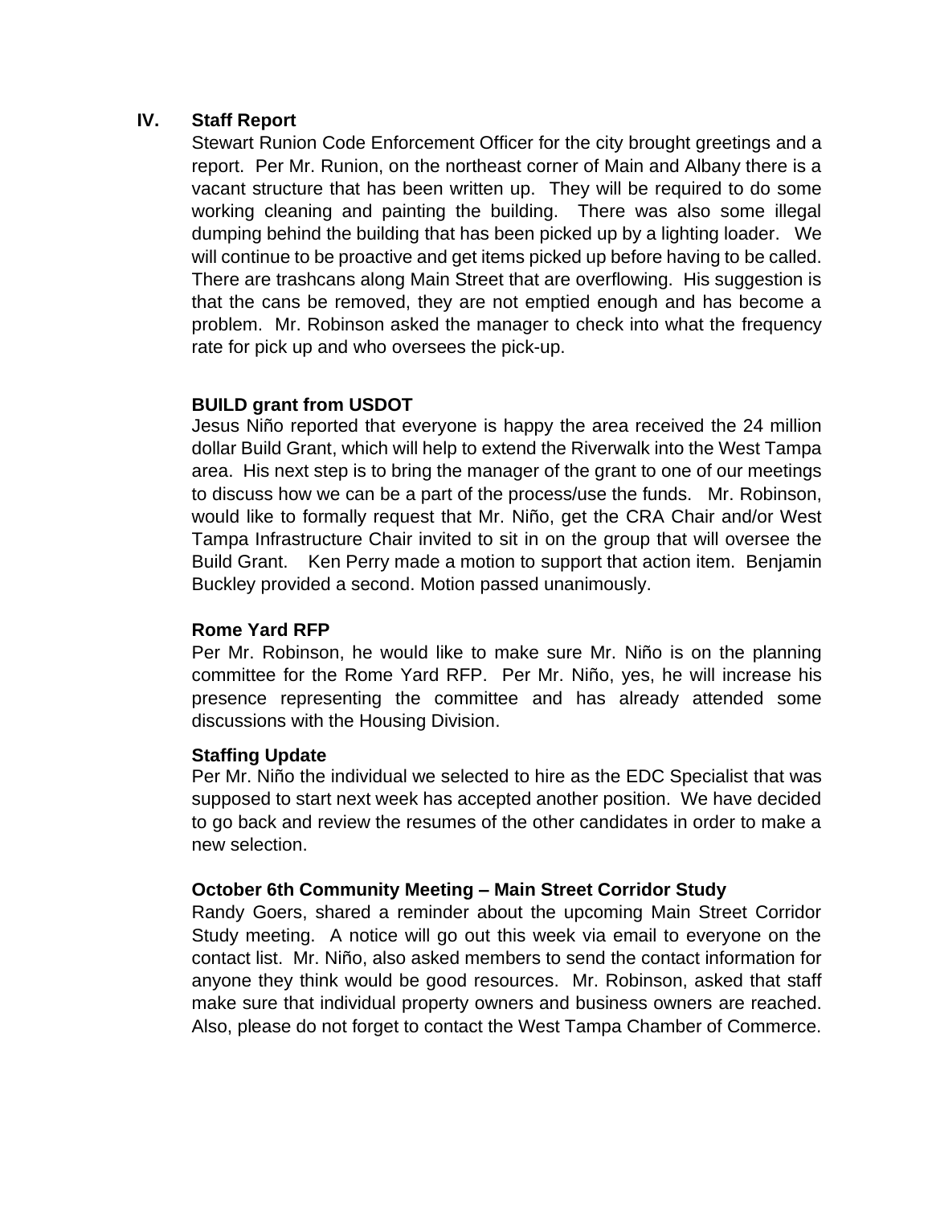## IV. Staff Report

Stewart Runion Code Enforcement Officer for the city brought greetings and a report. Per Mr. Runion, on the northeast corner of Main and Albany there is a vacant structure that has been written up. They will be required to do some working cleaning and painting the building. There was also some illegal dumping behind the building that has been picked up by a lighting loader. We will continue to be proactive and get items picked up before having to be called. There are trashcans along Main Street that are overflowing. His suggestion is that the cans be removed, they are not emptied enough and has become a problem. Mr. Robinson asked the manager to check into what the frequency rate for pick up and who oversees the pick-up.

**BUILD grant from USDOT**

Jesus Niño reported that everyone is happy the area received the 24 million dollar Build Grant, which will help to extend the Riverwalk into the West Tampa area. His next step is to bring the manager of the grant to one of our meetings to discuss how we can be a part of the process/use the funds. Mr. Robinson, would like to formally request that Mr. Niño, get the CRA Chair and/or West Tampa Infrastructure Chair invited to sit in on the group that will oversee the Build Grant. Ken Perry made a motion to support that action item. Benjamin Buckley provided a second. Motion passed unanimously.

**Rome Yard RFP**

Per Mr. Robinson, he would like to make sure Mr. Niño is on the planning committee for the Rome Yard RFP. Per Mr. Niño, yes, he will increase his presence representing the committee and has already attended some discussions with the Housing Division.

**Staffing Update**

Per Mr. Niño the individual we selected to hire as the EDC Specialist that was supposed to start next week has accepted another position. We have decided to go back and review the resumes of the other candidates in order to make a new selection.

**October 6th Community Meeting – Main Street Corridor Study**

Randy Goers, shared a reminder about the upcoming Main Street Corridor Study meeting. A notice will go out this week via email to everyone on the contact list. Mr. Niño, also asked members to send the contact information for anyone they think would be good resources. Mr. Robinson, asked that staff make sure that individual property owners and business owners are reached. Also, please do not forget to contact the West Tampa Chamber of Commerce.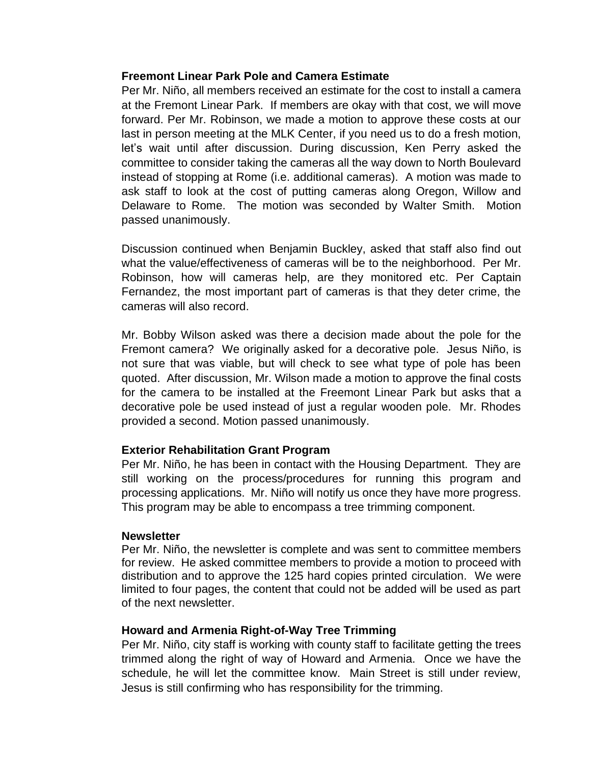**Freemont Linear Park Pole and Camera Estimate**

Per Mr. Niño, all members received an estimate for the cost to install a camera at the Fremont Linear Park. If members are okay with that cost, we will move forward. Per Mr. Robinson, we made a motion to approve these costs at our last in person meeting at the MLK Center, if you need us to do a fresh motion, let's wait until after discussion. During discussion, Ken Perry asked the committee to consider taking the cameras all the way down to North Boulevard instead of stopping at Rome (i.e. additional cameras). A motion was made to ask staff to look at the cost of putting cameras along Oregon, Willow and Delaware to Rome. The motion was seconded by Walter Smith. Motion passed unanimously.

Discussion continued when Benjamin Buckley, asked that staff also find out what the value/effectiveness of cameras will be to the neighborhood. Per Mr. Robinson, how will cameras help, are they monitored etc. Per Captain Fernandez, the most important part of cameras is that they deter crime, the cameras will also record.

Mr. Bobby Wilson asked was there a decision made about the pole for the Fremont camera? We originally asked for a decorative pole. Jesus Niño, is not sure that was viable, but will check to see what type of pole has been quoted. After discussion, Mr. Wilson made a motion to approve the final costs for the camera to be installed at the Freemont Linear Park but asks that a decorative pole be used instead of just a regular wooden pole. Mr. Rhodes provided a second. Motion passed unanimously.

**Exterior Rehabilitation Grant Program**

Per Mr. Niño, he has been in contact with the Housing Department. They are still working on the process/procedures for running this program and processing applications. Mr. Niño will notify us once they have more progress. This program may be able to encompass a tree trimming component.

**Newsletter**

Per Mr. Niño, the newsletter is complete and was sent to committee members for review. He asked committee members to provide a motion to proceed with distribution and to approve the 125 hard copies printed circulation. We were limited to four pages, the content that could not be added will be used as part of the next newsletter.

**Howard and Armenia Right-of-Way Tree Trimming**

Per Mr. Niño, city staff is working with county staff to facilitate getting the trees trimmed along the right of way of Howard and Armenia. Once we have the schedule, he will let the committee know. Main Street is still under review, Jesus is still confirming who has responsibility for the trimming.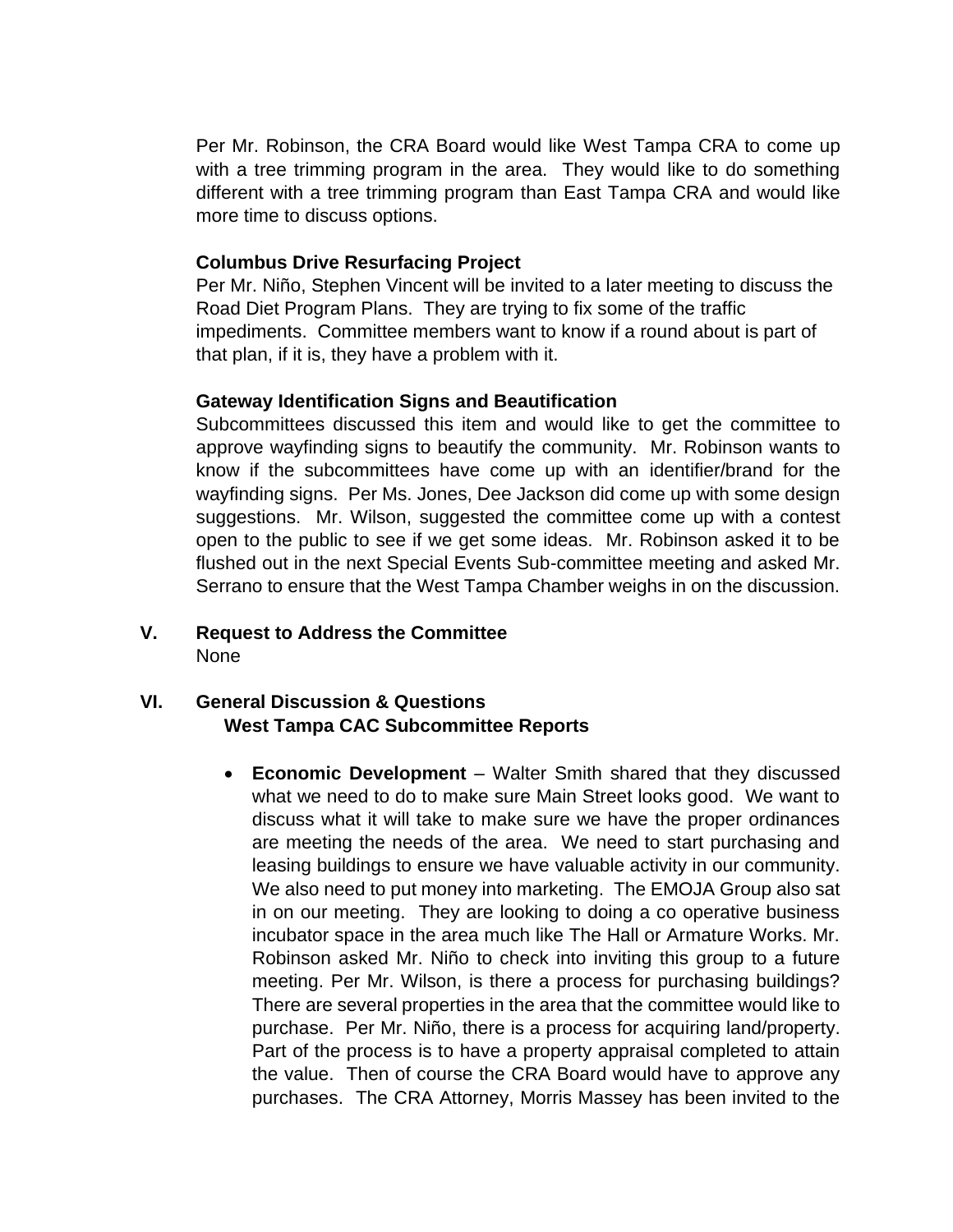Per Mr. Robinson, the CRA Board would like West Tampa CRA to come up with a tree trimming program in the area. They would like to do something different with a tree trimming program than East Tampa CRA and would like more time to discuss options.

**Columbus Drive Resurfacing Project**

Per Mr. Niño, Stephen Vincent will be invited to a later meeting to discuss the Road Diet Program Plans. They are trying to fix some of the traffic impediments. Committee members want to know if a round about is part of that plan, if it is, they have a problem with it.

**Gateway Identification Signs and Beautification**

Subcommittees discussed this item and would like to get the committee to approve wayfinding signs to beautify the community. Mr. Robinson wants to know if the subcommittees have come up with an identifier/brand for the wayfinding signs. Per Ms. Jones, Dee Jackson did come up with some design suggestions. Mr. Wilson, suggested the committee come up with a contest open to the public to see if we get some ideas. Mr. Robinson asked it to be flushed out in the next Special Events Sub-committee meeting and asked Mr. Serrano to ensure that the West Tampa Chamber weighs in on the discussion.

## V. Request to Address the Committee

None

## VI. General Discussion & Questions

**West Tampa CAC Subcommittee Reports**

- **Economic Development** – Walter Smith shared that they discussed what we need to do to make sure Main Street looks good. We want to discuss what it will take to make sure we have the proper ordinances are meeting the needs of the area. We need to start purchasing and leasing buildings to ensure we have valuable activity in our community. We also need to put money into marketing. The EMOJA Group also sat in on our meeting. They are looking to doing a co operative business incubator space in the area much like The Hall or Armature Works. Mr. Robinson asked Mr. Niño to check into inviting this group to a future meeting. Per Mr. Wilson, is there a process for purchasing buildings? There are several properties in the area that the committee would like to purchase. Per Mr. Niño, there is a process for acquiring land/property. Part of the process is to have a property appraisal completed to attain the value. Then of course the CRA Board would have to approve any purchases. The CRA Attorney, Morris Massey has been invited to the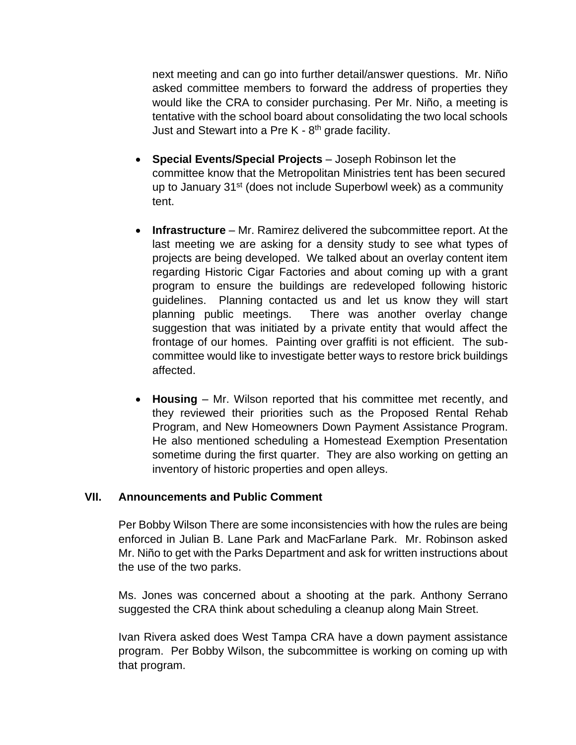next meeting and can go into further detail/answer questions. Mr. Niño asked committee members to forward the address of properties they would like the CRA to consider purchasing. Per Mr. Niño, a meeting is tentative with the school board about consolidating the two local schools Just and Stewart into a Pre K - 8th grade facility.

- **Special Events/Special Projects** – Joseph Robinson let the committee know that the Metropolitan Ministries tent has been secured up to January 31st (does not include Superbowl week) as a community tent.

- **Infrastructure** – Mr. Ramirez delivered the subcommittee report. At the last meeting we are asking for a density study to see what types of projects are being developed. We talked about an overlay content item regarding Historic Cigar Factories and about coming up with a grant program to ensure the buildings are redeveloped following historic guidelines. Planning contacted us and let us know they will start planning public meetings. There was another overlay change suggestion that was initiated by a private entity that would affect the frontage of our homes. Painting over graffiti is not efficient. The sub-committee would like to investigate better ways to restore brick buildings affected.

- **Housing** – Mr. Wilson reported that his committee met recently, and they reviewed their priorities such as the Proposed Rental Rehab Program, and New Homeowners Down Payment Assistance Program. He also mentioned scheduling a Homestead Exemption Presentation sometime during the first quarter. They are also working on getting an inventory of historic properties and open alleys.

## VII. Announcements and Public Comment

Per Bobby Wilson There are some inconsistencies with how the rules are being enforced in Julian B. Lane Park and MacFarlane Park. Mr. Robinson asked Mr. Niño to get with the Parks Department and ask for written instructions about the use of the two parks.

Ms. Jones was concerned about a shooting at the park. Anthony Serrano suggested the CRA think about scheduling a cleanup along Main Street.

Ivan Rivera asked does West Tampa CRA have a down payment assistance program. Per Bobby Wilson, the subcommittee is working on coming up with that program.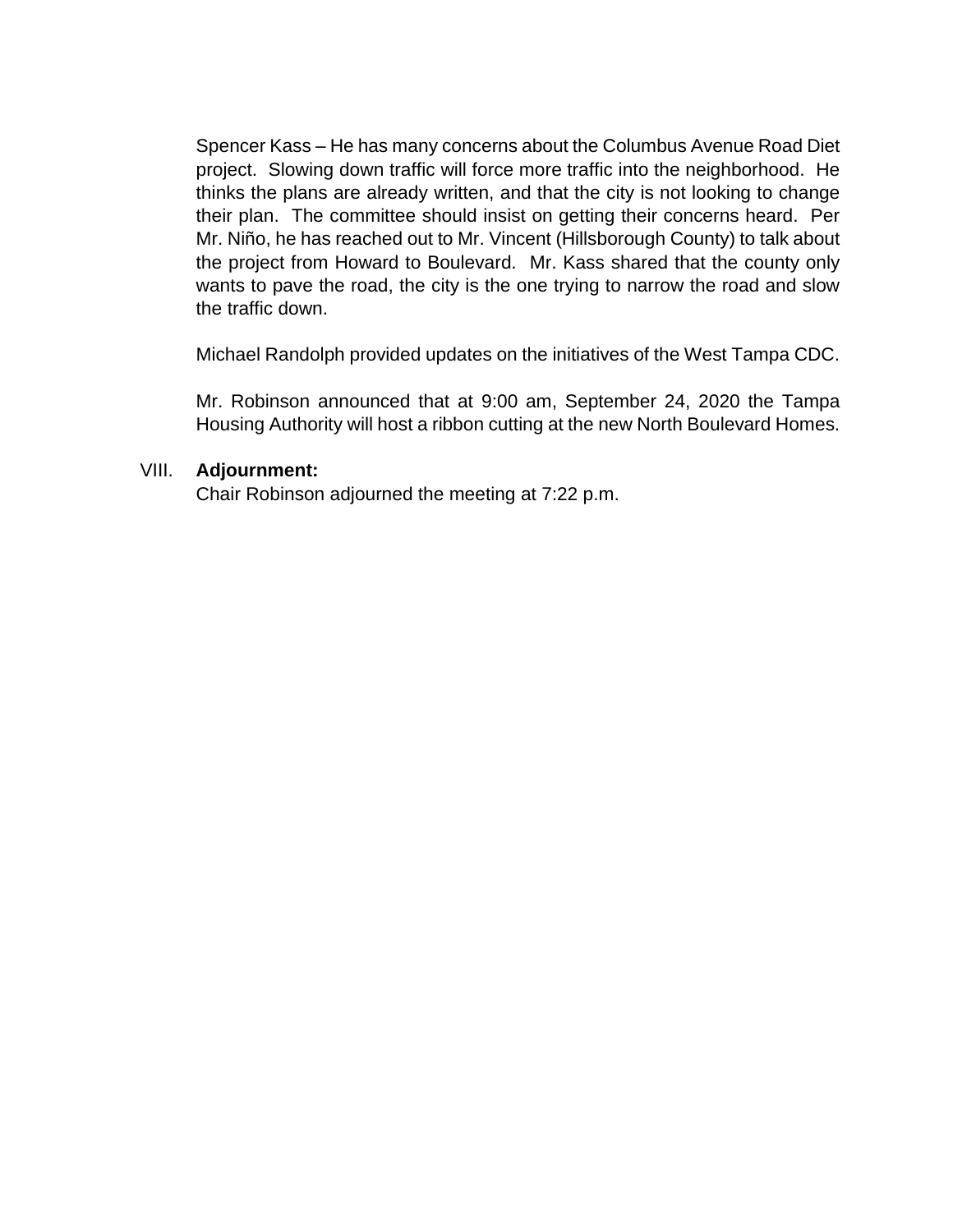Spencer Kass – He has many concerns about the Columbus Avenue Road Diet project. Slowing down traffic will force more traffic into the neighborhood. He thinks the plans are already written, and that the city is not looking to change their plan. The committee should insist on getting their concerns heard. Per Mr. Niño, he has reached out to Mr. Vincent (Hillsborough County) to talk about the project from Howard to Boulevard. Mr. Kass shared that the county only wants to pave the road, the city is the one trying to narrow the road and slow the traffic down.

Michael Randolph provided updates on the initiatives of the West Tampa CDC.

Mr. Robinson announced that at 9:00 am, September 24, 2020 the Tampa Housing Authority will host a ribbon cutting at the new North Boulevard Homes.

VIII. **Adjournment:**

Chair Robinson adjourned the meeting at 7:22 p.m.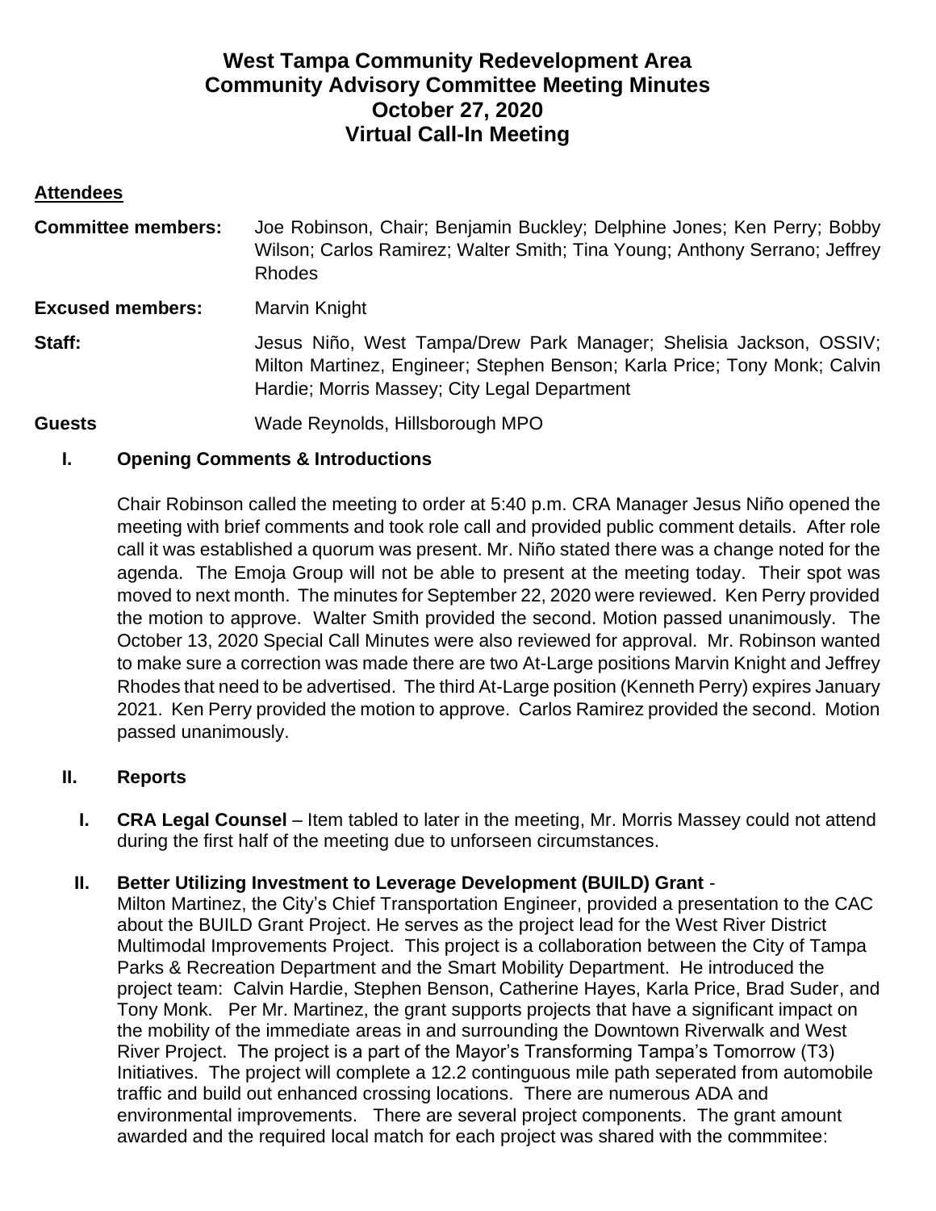# West Tampa Community Redevelopment Area
# Community Advisory Committee Meeting Minutes
# October 27, 2020
# Virtual Call-In Meeting

**Attendees**

**Committee members:** Joe Robinson, Chair; Benjamin Buckley; Delphine Jones; Ken Perry; Bobby Wilson; Carlos Ramirez; Walter Smith; Tina Young; Anthony Serrano; Jeffrey Rhodes

**Excused members:** Marvin Knight

**Staff:** Jesus Niño, West Tampa/Drew Park Manager; Shelisia Jackson, OSSIV; Milton Martinez, Engineer; Stephen Benson; Karla Price; Tony Monk; Calvin Hardie; Morris Massey; City Legal Department

**Guests** Wade Reynolds, Hillsborough MPO

## I. Opening Comments & Introductions

Chair Robinson called the meeting to order at 5:40 p.m. CRA Manager Jesus Niño opened the meeting with brief comments and took role call and provided public comment details. After role call it was established a quorum was present. Mr. Niño stated there was a change noted for the agenda. The Emoja Group will not be able to present at the meeting today. Their spot was moved to next month. The minutes for September 22, 2020 were reviewed. Ken Perry provided the motion to approve. Walter Smith provided the second. Motion passed unanimously. The October 13, 2020 Special Call Minutes were also reviewed for approval. Mr. Robinson wanted to make sure a correction was made there are two At-Large positions Marvin Knight and Jeffrey Rhodes that need to be advertised. The third At-Large position (Kenneth Perry) expires January 2021. Ken Perry provided the motion to approve. Carlos Ramirez provided the second. Motion passed unanimously.

## II. Reports

**I. CRA Legal Counsel** – Item tabled to later in the meeting, Mr. Morris Massey could not attend during the first half of the meeting due to unforseen circumstances.

**II. Better Utilizing Investment to Leverage Development (BUILD) Grant** -
Milton Martinez, the City's Chief Transportation Engineer, provided a presentation to the CAC about the BUILD Grant Project. He serves as the project lead for the West River District Multimodal Improvements Project. This project is a collaboration between the City of Tampa Parks & Recreation Department and the Smart Mobility Department. He introduced the project team: Calvin Hardie, Stephen Benson, Catherine Hayes, Karla Price, Brad Suder, and Tony Monk. Per Mr. Martinez, the grant supports projects that have a significant impact on the mobility of the immediate areas in and surrounding the Downtown Riverwalk and West River Project. The project is a part of the Mayor's Transforming Tampa's Tomorrow (T3) Initiatives. The project will complete a 12.2 contiguous mile path seperated from automobile traffic and build out enhanced crossing locations. There are numerous ADA and environmental improvements. There are several project components. The grant amount awarded and the required local match for each project was shared with the commmitee: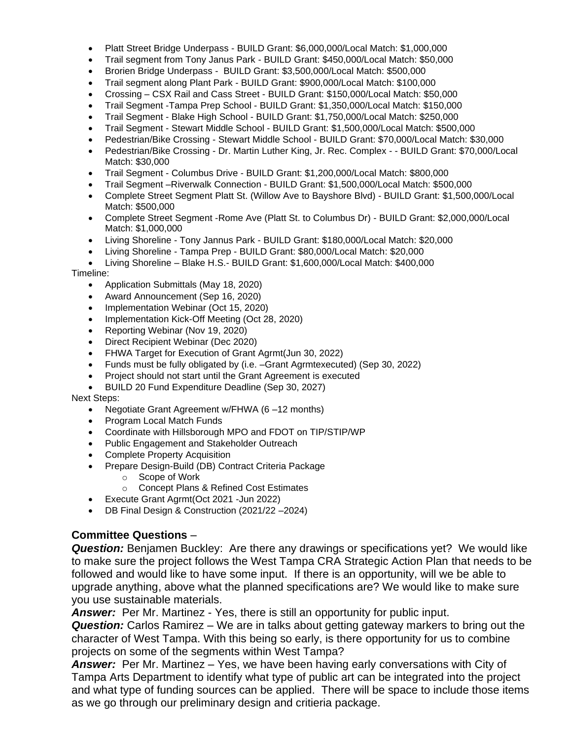- Platt Street Bridge Underpass - BUILD Grant: $6,000,000/Local Match: $1,000,000
- Trail segment from Tony Janus Park - BUILD Grant: $450,000/Local Match: $50,000
- Brorien Bridge Underpass - BUILD Grant: $3,500,000/Local Match: $500,000
- Trail segment along Plant Park - BUILD Grant: $900,000/Local Match: $100,000
- Crossing – CSX Rail and Cass Street - BUILD Grant: $150,000/Local Match: $50,000
- Trail Segment -Tampa Prep School - BUILD Grant: $1,350,000/Local Match: $150,000
- Trail Segment - Blake High School - BUILD Grant: $1,750,000/Local Match: $250,000
- Trail Segment - Stewart Middle School - BUILD Grant: $1,500,000/Local Match: $500,000
- Pedestrian/Bike Crossing - Stewart Middle School - BUILD Grant: $70,000/Local Match: $30,000
- Pedestrian/Bike Crossing - Dr. Martin Luther King, Jr. Rec. Complex - - BUILD Grant: $70,000/Local Match: $30,000
- Trail Segment - Columbus Drive - BUILD Grant: $1,200,000/Local Match: $800,000
- Trail Segment –Riverwalk Connection - BUILD Grant: $1,500,000/Local Match: $500,000
- Complete Street Segment Platt St. (Willow Ave to Bayshore Blvd) - BUILD Grant: $1,500,000/Local Match: $500,000
- Complete Street Segment -Rome Ave (Platt St. to Columbus Dr) - BUILD Grant: $2,000,000/Local Match: $1,000,000
- Living Shoreline - Tony Jannus Park - BUILD Grant: $180,000/Local Match: $20,000
- Living Shoreline - Tampa Prep - BUILD Grant: $80,000/Local Match: $20,000
- Living Shoreline – Blake H.S.- BUILD Grant: $1,600,000/Local Match: $400,000

Timeline:

- Application Submittals (May 18, 2020)
- Award Announcement (Sep 16, 2020)
- Implementation Webinar (Oct 15, 2020)
- Implementation Kick-Off Meeting (Oct 28, 2020)
- Reporting Webinar (Nov 19, 2020)
- Direct Recipient Webinar (Dec 2020)
- FHWA Target for Execution of Grant Agrmt(Jun 30, 2022)
- Funds must be fully obligated by (i.e. –Grant Agrmtexecuted) (Sep 30, 2022)
- Project should not start until the Grant Agreement is executed
- BUILD 20 Fund Expenditure Deadline (Sep 30, 2027)

Next Steps:

- Negotiate Grant Agreement w/FHWA (6 –12 months)
- Program Local Match Funds
- Coordinate with Hillsborough MPO and FDOT on TIP/STIP/WP
- Public Engagement and Stakeholder Outreach
- Complete Property Acquisition
- Prepare Design-Build (DB) Contract Criteria Package
  - Scope of Work
  - Concept Plans & Refined Cost Estimates
- Execute Grant Agrmt(Oct 2021 -Jun 2022)
- DB Final Design & Construction (2021/22 –2024)

**Committee Questions** –

***Question:*** Benjamen Buckley: Are there any drawings or specifications yet? We would like to make sure the project follows the West Tampa CRA Strategic Action Plan that needs to be followed and would like to have some input. If there is an opportunity, will we be able to upgrade anything, above what the planned specifications are? We would like to make sure you use sustainable materials.

***Answer:*** Per Mr. Martinez - Yes, there is still an opportunity for public input.

***Question:*** Carlos Ramirez – We are in talks about getting gateway markers to bring out the character of West Tampa. With this being so early, is there opportunity for us to combine projects on some of the segments within West Tampa?

***Answer:*** Per Mr. Martinez – Yes, we have been having early conversations with City of Tampa Arts Department to identify what type of public art can be integrated into the project and what type of funding sources can be applied. There will be space to include those items as we go through our preliminary design and critieria package.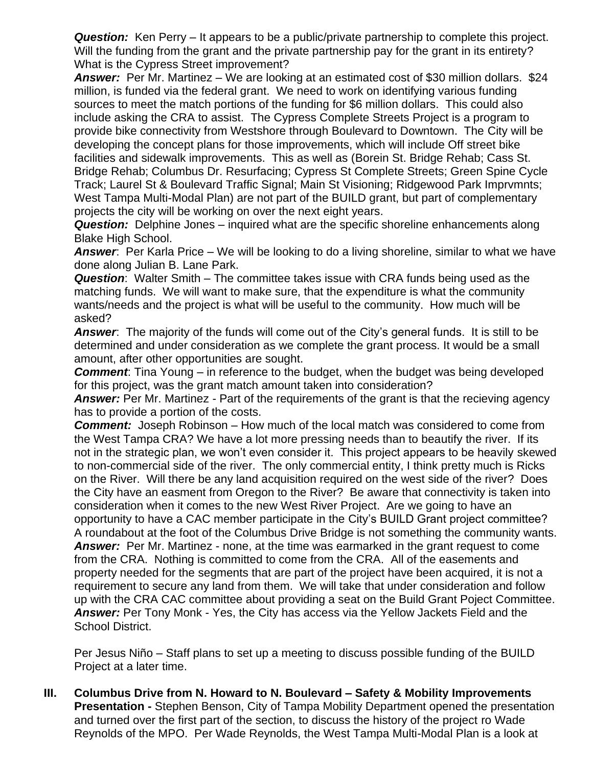***Question:*** Ken Perry – It appears to be a public/private partnership to complete this project. Will the funding from the grant and the private partnership pay for the grant in its entirety? What is the Cypress Street improvement?

***Answer:*** Per Mr. Martinez – We are looking at an estimated cost of $30 million dollars. $24 million, is funded via the federal grant. We need to work on identifying various funding sources to meet the match portions of the funding for $6 million dollars. This could also include asking the CRA to assist. The Cypress Complete Streets Project is a program to provide bike connectivity from Westshore through Boulevard to Downtown. The City will be developing the concept plans for those improvements, which will include Off street bike facilities and sidewalk improvements. This as well as (Borein St. Bridge Rehab; Cass St. Bridge Rehab; Columbus Dr. Resurfacing; Cypress St Complete Streets; Green Spine Cycle Track; Laurel St & Boulevard Traffic Signal; Main St Visioning; Ridgewood Park Imprvmnts; West Tampa Multi-Modal Plan) are not part of the BUILD grant, but part of complementary projects the city will be working on over the next eight years.

***Question:*** Delphine Jones – inquired what are the specific shoreline enhancements along Blake High School.

***Answer***: Per Karla Price – We will be looking to do a living shoreline, similar to what we have done along Julian B. Lane Park.

***Question***: Walter Smith – The committee takes issue with CRA funds being used as the matching funds. We will want to make sure, that the expenditure is what the community wants/needs and the project is what will be useful to the community. How much will be asked?

***Answer***: The majority of the funds will come out of the City's general funds. It is still to be determined and under consideration as we complete the grant process. It would be a small amount, after other opportunities are sought.

***Comment***: Tina Young – in reference to the budget, when the budget was being developed for this project, was the grant match amount taken into consideration?

***Answer:*** Per Mr. Martinez - Part of the requirements of the grant is that the recieving agency has to provide a portion of the costs.

***Comment:*** Joseph Robinson – How much of the local match was considered to come from the West Tampa CRA? We have a lot more pressing needs than to beautify the river. If its not in the strategic plan, we won't even consider it. This project appears to be heavily skewed to non-commercial side of the river. The only commercial entity, I think pretty much is Ricks on the River. Will there be any land acquisition required on the west side of the river? Does the City have an easment from Oregon to the River? Be aware that connectivity is taken into consideration when it comes to the new West River Project. Are we going to have an opportunity to have a CAC member participate in the City's BUILD Grant project committee? A roundabout at the foot of the Columbus Drive Bridge is not something the community wants.

***Answer:*** Per Mr. Martinez - none, at the time was earmarked in the grant request to come from the CRA. Nothing is committed to come from the CRA. All of the easements and property needed for the segments that are part of the project have been acquired, it is not a requirement to secure any land from them. We will take that under consideration and follow up with the CRA CAC committee about providing a seat on the Build Grant Poject Committee.

***Answer:*** Per Tony Monk - Yes, the City has access via the Yellow Jackets Field and the School District.

Per Jesus Niño – Staff plans to set up a meeting to discuss possible funding of the BUILD Project at a later time.

**III. Columbus Drive from N. Howard to N. Boulevard – Safety & Mobility Improvements Presentation -** Stephen Benson, City of Tampa Mobility Department opened the presentation and turned over the first part of the section, to discuss the history of the project ro Wade Reynolds of the MPO. Per Wade Reynolds, the West Tampa Multi-Modal Plan is a look at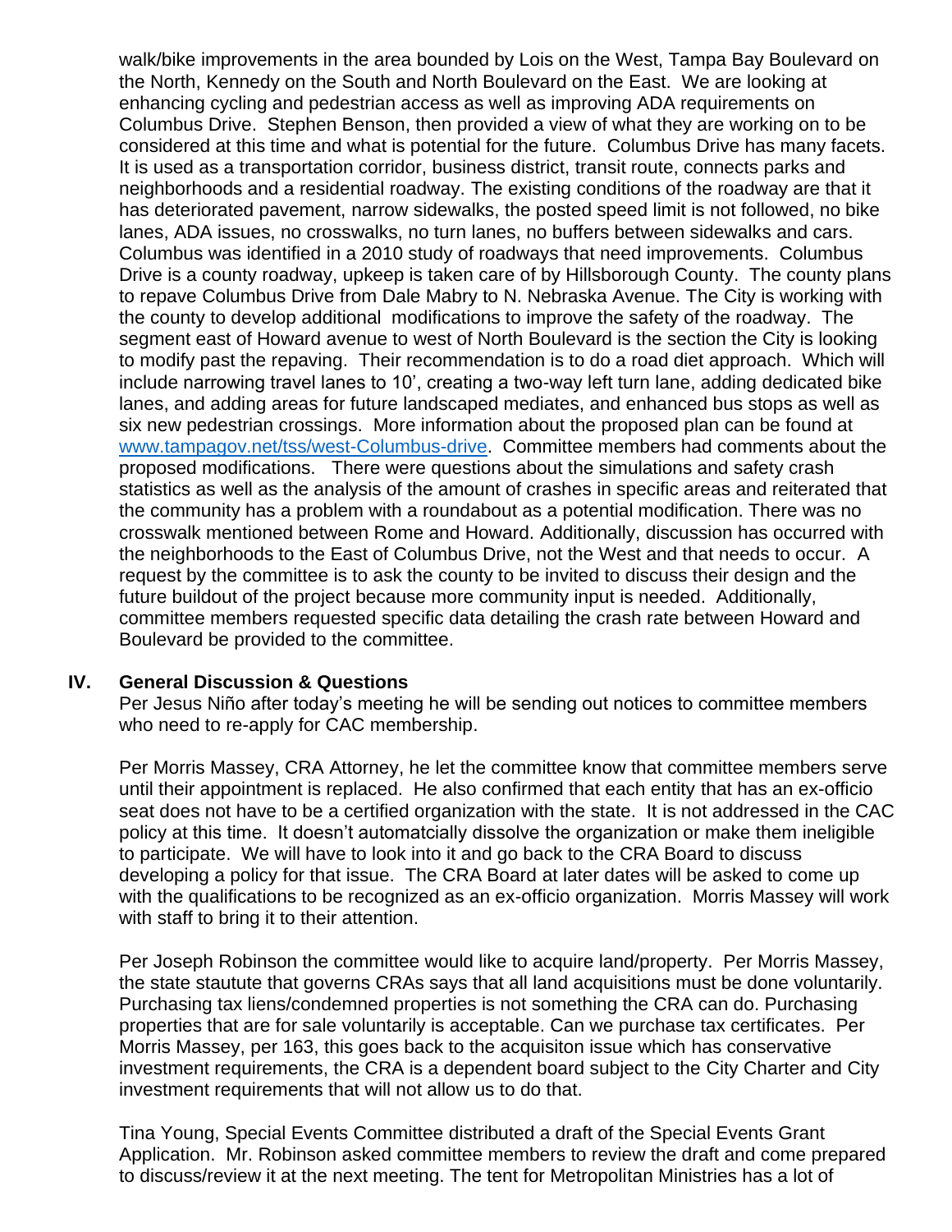walk/bike improvements in the area bounded by Lois on the West, Tampa Bay Boulevard on the North, Kennedy on the South and North Boulevard on the East. We are looking at enhancing cycling and pedestrian access as well as improving ADA requirements on Columbus Drive. Stephen Benson, then provided a view of what they are working on to be considered at this time and what is potential for the future. Columbus Drive has many facets. It is used as a transportation corridor, business district, transit route, connects parks and neighborhoods and a residential roadway. The existing conditions of the roadway are that it has deteriorated pavement, narrow sidewalks, the posted speed limit is not followed, no bike lanes, ADA issues, no crosswalks, no turn lanes, no buffers between sidewalks and cars. Columbus was identified in a 2010 study of roadways that need improvements. Columbus Drive is a county roadway, upkeep is taken care of by Hillsborough County. The county plans to repave Columbus Drive from Dale Mabry to N. Nebraska Avenue. The City is working with the county to develop additional modifications to improve the safety of the roadway. The segment east of Howard avenue to west of North Boulevard is the section the City is looking to modify past the repaving. Their recommendation is to do a road diet approach. Which will include narrowing travel lanes to 10', creating a two-way left turn lane, adding dedicated bike lanes, and adding areas for future landscaped mediates, and enhanced bus stops as well as six new pedestrian crossings. More information about the proposed plan can be found at [www.tampagov.net/tss/west-Columbus-drive](www.tampagov.net/tss/west-Columbus-drive). Committee members had comments about the proposed modifications. There were questions about the simulations and safety crash statistics as well as the analysis of the amount of crashes in specific areas and reiterated that the community has a problem with a roundabout as a potential modification. There was no crosswalk mentioned between Rome and Howard. Additionally, discussion has occurred with the neighborhoods to the East of Columbus Drive, not the West and that needs to occur. A request by the committee is to ask the county to be invited to discuss their design and the future buildout of the project because more community input is needed. Additionally, committee members requested specific data detailing the crash rate between Howard and Boulevard be provided to the committee.

## IV. General Discussion & Questions

Per Jesus Niño after today's meeting he will be sending out notices to committee members who need to re-apply for CAC membership.

Per Morris Massey, CRA Attorney, he let the committee know that committee members serve until their appointment is replaced. He also confirmed that each entity that has an ex-officio seat does not have to be a certified organization with the state. It is not addressed in the CAC policy at this time. It doesn't automatcially dissolve the organization or make them ineligible to participate. We will have to look into it and go back to the CRA Board to discuss developing a policy for that issue. The CRA Board at later dates will be asked to come up with the qualifications to be recognized as an ex-officio organization. Morris Massey will work with staff to bring it to their attention.

Per Joseph Robinson the committee would like to acquire land/property. Per Morris Massey, the state stautute that governs CRAs says that all land acquisitions must be done voluntarily. Purchasing tax liens/condemned properties is not something the CRA can do. Purchasing properties that are for sale voluntarily is acceptable. Can we purchase tax certificates. Per Morris Massey, per 163, this goes back to the acquisiton issue which has conservative investment requirements, the CRA is a dependent board subject to the City Charter and City investment requirements that will not allow us to do that.

Tina Young, Special Events Committee distributed a draft of the Special Events Grant Application. Mr. Robinson asked committee members to review the draft and come prepared to discuss/review it at the next meeting. The tent for Metropolitan Ministries has a lot of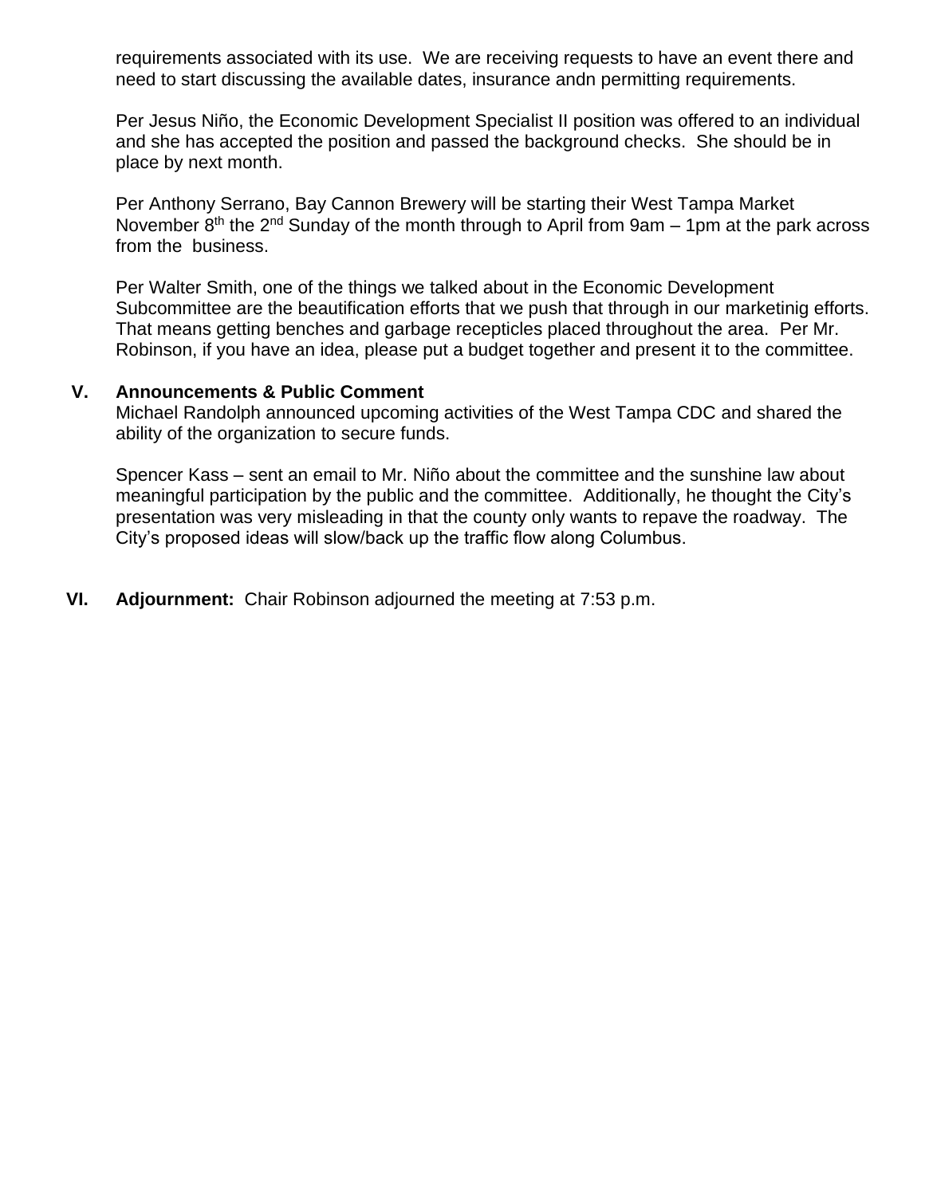requirements associated with its use. We are receiving requests to have an event there and need to start discussing the available dates, insurance andn permitting requirements.

Per Jesus Niño, the Economic Development Specialist II position was offered to an individual and she has accepted the position and passed the background checks. She should be in place by next month.

Per Anthony Serrano, Bay Cannon Brewery will be starting their West Tampa Market November 8th the 2nd Sunday of the month through to April from 9am – 1pm at the park across from the business.

Per Walter Smith, one of the things we talked about in the Economic Development Subcommittee are the beautification efforts that we push that through in our marketinig efforts. That means getting benches and garbage recepticles placed throughout the area. Per Mr. Robinson, if you have an idea, please put a budget together and present it to the committee.

**V. Announcements & Public Comment**

Michael Randolph announced upcoming activities of the West Tampa CDC and shared the ability of the organization to secure funds.

Spencer Kass – sent an email to Mr. Niño about the committee and the sunshine law about meaningful participation by the public and the committee. Additionally, he thought the City's presentation was very misleading in that the county only wants to repave the roadway. The City's proposed ideas will slow/back up the traffic flow along Columbus.

**VI. Adjournment:** Chair Robinson adjourned the meeting at 7:53 p.m.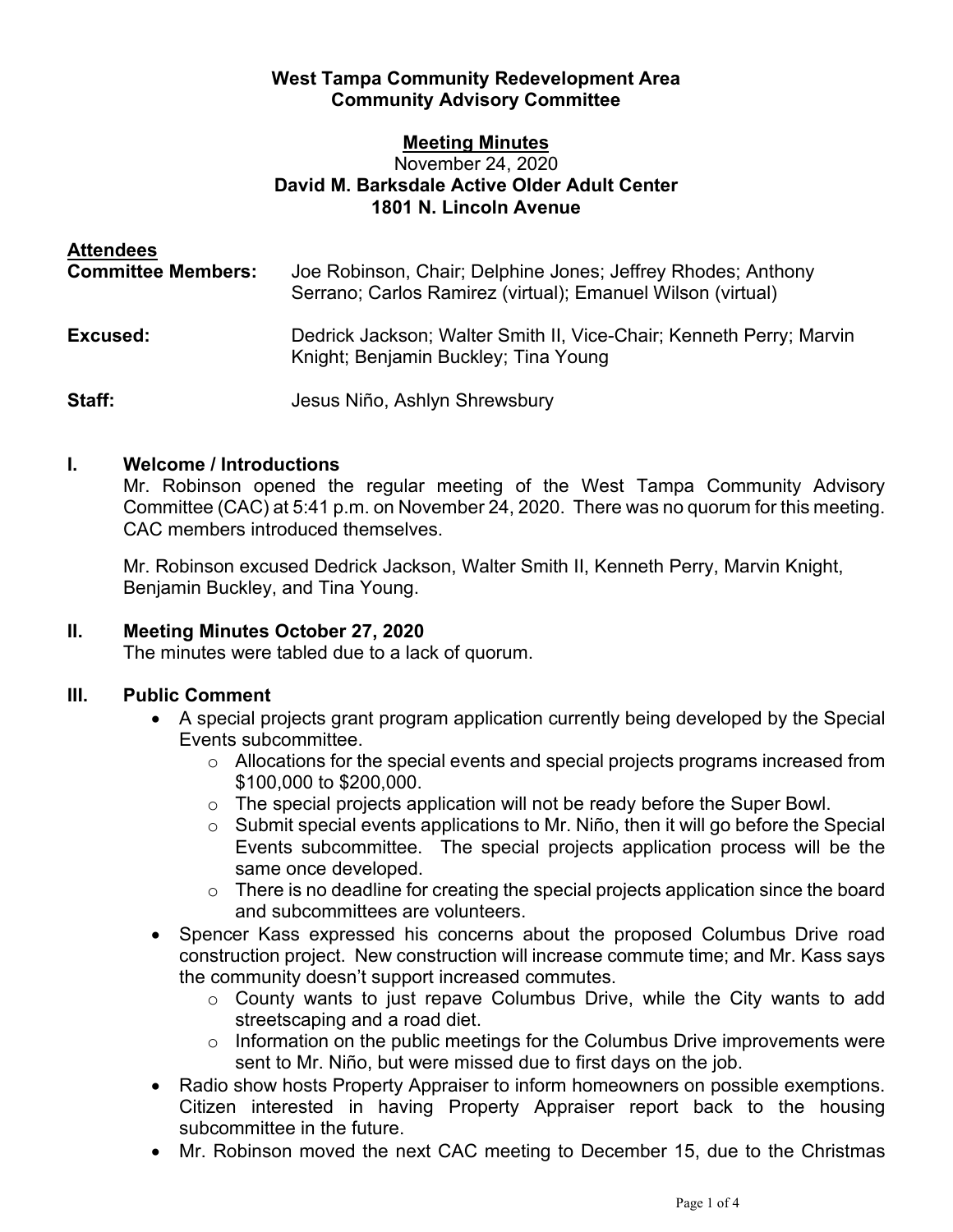**West Tampa Community Redevelopment Area**
**Community Advisory Committee**

**Meeting Minutes**
November 24, 2020
**David M. Barksdale Active Older Adult Center**
**1801 N. Lincoln Avenue**

**Attendees**

**Committee Members:** Joe Robinson, Chair; Delphine Jones; Jeffrey Rhodes; Anthony Serrano; Carlos Ramirez (virtual); Emanuel Wilson (virtual)

**Excused:** Dedrick Jackson; Walter Smith II, Vice-Chair; Kenneth Perry; Marvin Knight; Benjamin Buckley; Tina Young

**Staff:** Jesus Niño, Ashlyn Shrewsbury

## I. Welcome / Introductions

Mr. Robinson opened the regular meeting of the West Tampa Community Advisory Committee (CAC) at 5:41 p.m. on November 24, 2020. There was no quorum for this meeting. CAC members introduced themselves.

Mr. Robinson excused Dedrick Jackson, Walter Smith II, Kenneth Perry, Marvin Knight, Benjamin Buckley, and Tina Young.

## II. Meeting Minutes October 27, 2020

The minutes were tabled due to a lack of quorum.

## III. Public Comment

- A special projects grant program application currently being developed by the Special Events subcommittee.
  - Allocations for the special events and special projects programs increased from $100,000 to $200,000.
  - The special projects application will not be ready before the Super Bowl.
  - Submit special events applications to Mr. Niño, then it will go before the Special Events subcommittee. The special projects application process will be the same once developed.
  - There is no deadline for creating the special projects application since the board and subcommittees are volunteers.
- Spencer Kass expressed his concerns about the proposed Columbus Drive road construction project. New construction will increase commute time; and Mr. Kass says the community doesn't support increased commutes.
  - County wants to just repave Columbus Drive, while the City wants to add streetscaping and a road diet.
  - Information on the public meetings for the Columbus Drive improvements were sent to Mr. Niño, but were missed due to first days on the job.
- Radio show hosts Property Appraiser to inform homeowners on possible exemptions. Citizen interested in having Property Appraiser report back to the housing subcommittee in the future.
- Mr. Robinson moved the next CAC meeting to December 15, due to the Christmas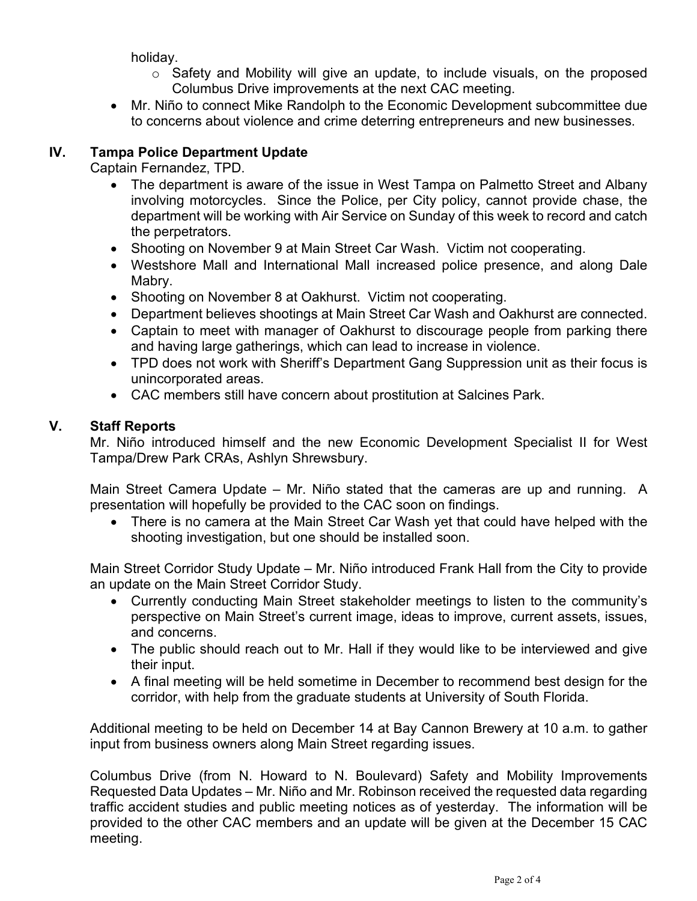holiday.

  - Safety and Mobility will give an update, to include visuals, on the proposed Columbus Drive improvements at the next CAC meeting.

- Mr. Niño to connect Mike Randolph to the Economic Development subcommittee due to concerns about violence and crime deterring entrepreneurs and new businesses.

## IV. Tampa Police Department Update

Captain Fernandez, TPD.

- The department is aware of the issue in West Tampa on Palmetto Street and Albany involving motorcycles. Since the Police, per City policy, cannot provide chase, the department will be working with Air Service on Sunday of this week to record and catch the perpetrators.
- Shooting on November 9 at Main Street Car Wash. Victim not cooperating.
- Westshore Mall and International Mall increased police presence, and along Dale Mabry.
- Shooting on November 8 at Oakhurst. Victim not cooperating.
- Department believes shootings at Main Street Car Wash and Oakhurst are connected.
- Captain to meet with manager of Oakhurst to discourage people from parking there and having large gatherings, which can lead to increase in violence.
- TPD does not work with Sheriff's Department Gang Suppression unit as their focus is unincorporated areas.
- CAC members still have concern about prostitution at Salcines Park.

## V. Staff Reports

Mr. Niño introduced himself and the new Economic Development Specialist II for West Tampa/Drew Park CRAs, Ashlyn Shrewsbury.

Main Street Camera Update – Mr. Niño stated that the cameras are up and running. A presentation will hopefully be provided to the CAC soon on findings.

- There is no camera at the Main Street Car Wash yet that could have helped with the shooting investigation, but one should be installed soon.

Main Street Corridor Study Update – Mr. Niño introduced Frank Hall from the City to provide an update on the Main Street Corridor Study.

- Currently conducting Main Street stakeholder meetings to listen to the community's perspective on Main Street's current image, ideas to improve, current assets, issues, and concerns.
- The public should reach out to Mr. Hall if they would like to be interviewed and give their input.
- A final meeting will be held sometime in December to recommend best design for the corridor, with help from the graduate students at University of South Florida.

Additional meeting to be held on December 14 at Bay Cannon Brewery at 10 a.m. to gather input from business owners along Main Street regarding issues.

Columbus Drive (from N. Howard to N. Boulevard) Safety and Mobility Improvements Requested Data Updates – Mr. Niño and Mr. Robinson received the requested data regarding traffic accident studies and public meeting notices as of yesterday. The information will be provided to the other CAC members and an update will be given at the December 15 CAC meeting.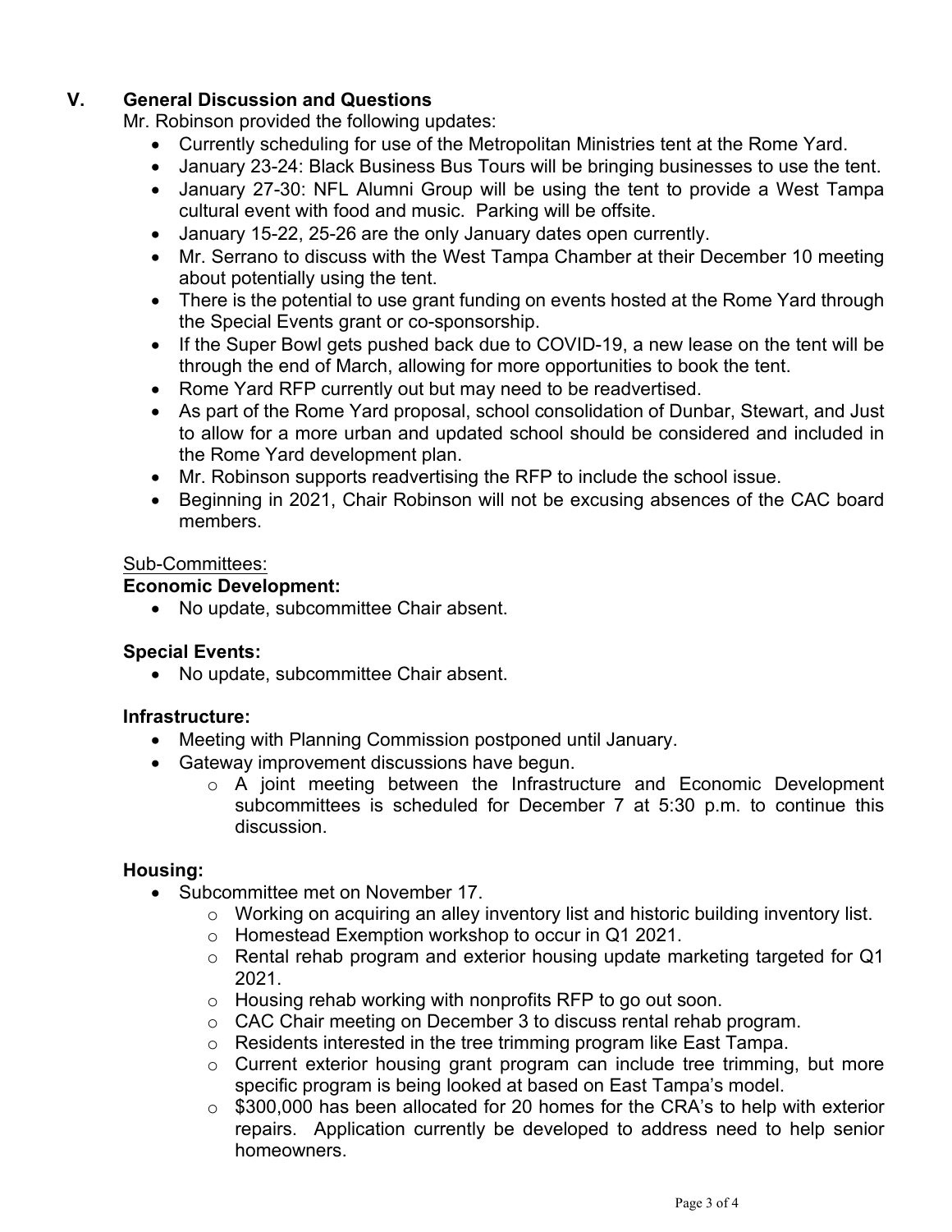## V. General Discussion and Questions

Mr. Robinson provided the following updates:

- Currently scheduling for use of the Metropolitan Ministries tent at the Rome Yard.
- January 23-24: Black Business Bus Tours will be bringing businesses to use the tent.
- January 27-30: NFL Alumni Group will be using the tent to provide a West Tampa cultural event with food and music. Parking will be offsite.
- January 15-22, 25-26 are the only January dates open currently.
- Mr. Serrano to discuss with the West Tampa Chamber at their December 10 meeting about potentially using the tent.
- There is the potential to use grant funding on events hosted at the Rome Yard through the Special Events grant or co-sponsorship.
- If the Super Bowl gets pushed back due to COVID-19, a new lease on the tent will be through the end of March, allowing for more opportunities to book the tent.
- Rome Yard RFP currently out but may need to be readvertised.
- As part of the Rome Yard proposal, school consolidation of Dunbar, Stewart, and Just to allow for a more urban and updated school should be considered and included in the Rome Yard development plan.
- Mr. Robinson supports readvertising the RFP to include the school issue.
- Beginning in 2021, Chair Robinson will not be excusing absences of the CAC board members.

<u>Sub-Committees:</u>

**Economic Development:**

- No update, subcommittee Chair absent.

**Special Events:**

- No update, subcommittee Chair absent.

**Infrastructure:**

- Meeting with Planning Commission postponed until January.
- Gateway improvement discussions have begun.
  - A joint meeting between the Infrastructure and Economic Development subcommittees is scheduled for December 7 at 5:30 p.m. to continue this discussion.

**Housing:**

- Subcommittee met on November 17.
  - Working on acquiring an alley inventory list and historic building inventory list.
  - Homestead Exemption workshop to occur in Q1 2021.
  - Rental rehab program and exterior housing update marketing targeted for Q1 2021.
  - Housing rehab working with nonprofits RFP to go out soon.
  - CAC Chair meeting on December 3 to discuss rental rehab program.
  - Residents interested in the tree trimming program like East Tampa.
  - Current exterior housing grant program can include tree trimming, but more specific program is being looked at based on East Tampa's model.
  - $300,000 has been allocated for 20 homes for the CRA's to help with exterior repairs. Application currently be developed to address need to help senior homeowners.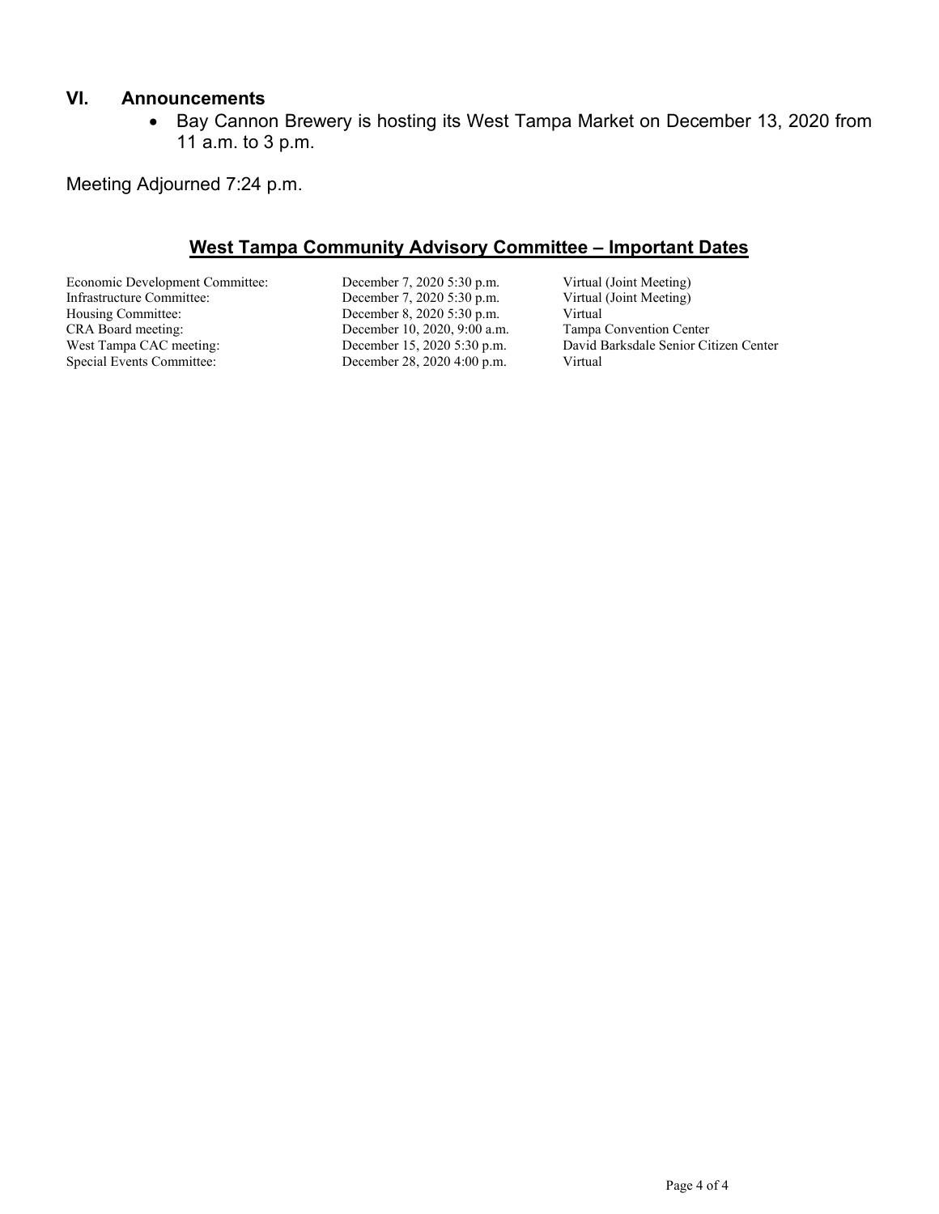## VI. Announcements

- Bay Cannon Brewery is hosting its West Tampa Market on December 13, 2020 from 11 a.m. to 3 p.m.

Meeting Adjourned 7:24 p.m.

## West Tampa Community Advisory Committee – Important Dates

| | | |
|---|---|---|
| Economic Development Committee: | December 7, 2020 5:30 p.m. | Virtual (Joint Meeting) |
| Infrastructure Committee: | December 7, 2020 5:30 p.m. | Virtual (Joint Meeting) |
| Housing Committee: | December 8, 2020 5:30 p.m. | Virtual |
| CRA Board meeting: | December 10, 2020, 9:00 a.m. | Tampa Convention Center |
| West Tampa CAC meeting: | December 15, 2020 5:30 p.m. | David Barksdale Senior Citizen Center |
| Special Events Committee: | December 28, 2020 4:00 p.m. | Virtual |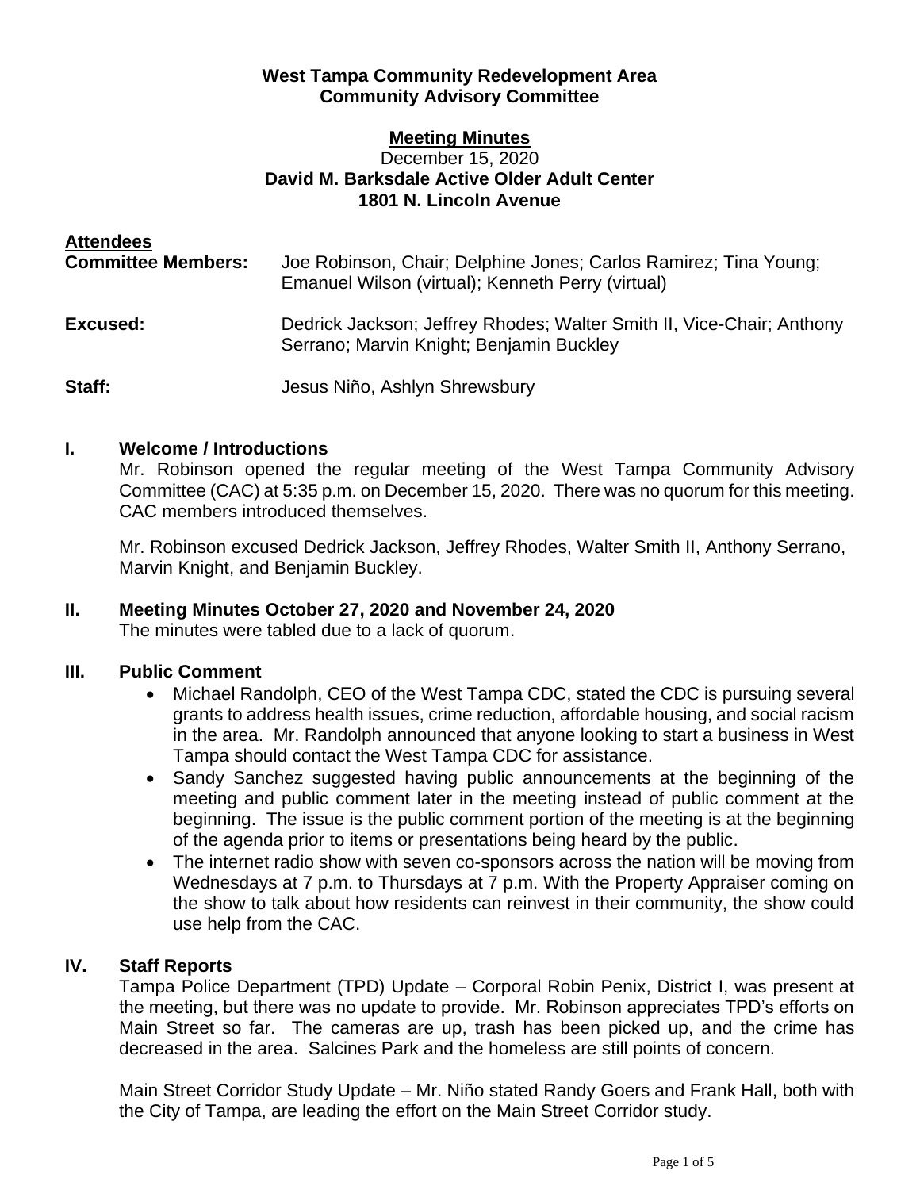**West Tampa Community Redevelopment Area**
**Community Advisory Committee**

**Meeting Minutes**
December 15, 2020
**David M. Barksdale Active Older Adult Center**
**1801 N. Lincoln Avenue**

**Attendees**

**Committee Members:** Joe Robinson, Chair; Delphine Jones; Carlos Ramirez; Tina Young; Emanuel Wilson (virtual); Kenneth Perry (virtual)

**Excused:** Dedrick Jackson; Jeffrey Rhodes; Walter Smith II, Vice-Chair; Anthony Serrano; Marvin Knight; Benjamin Buckley

**Staff:** Jesus Niño, Ashlyn Shrewsbury

## I. Welcome / Introductions

Mr. Robinson opened the regular meeting of the West Tampa Community Advisory Committee (CAC) at 5:35 p.m. on December 15, 2020. There was no quorum for this meeting. CAC members introduced themselves.

Mr. Robinson excused Dedrick Jackson, Jeffrey Rhodes, Walter Smith II, Anthony Serrano, Marvin Knight, and Benjamin Buckley.

## II. Meeting Minutes October 27, 2020 and November 24, 2020

The minutes were tabled due to a lack of quorum.

## III. Public Comment

- Michael Randolph, CEO of the West Tampa CDC, stated the CDC is pursuing several grants to address health issues, crime reduction, affordable housing, and social racism in the area. Mr. Randolph announced that anyone looking to start a business in West Tampa should contact the West Tampa CDC for assistance.
- Sandy Sanchez suggested having public announcements at the beginning of the meeting and public comment later in the meeting instead of public comment at the beginning. The issue is the public comment portion of the meeting is at the beginning of the agenda prior to items or presentations being heard by the public.
- The internet radio show with seven co-sponsors across the nation will be moving from Wednesdays at 7 p.m. to Thursdays at 7 p.m. With the Property Appraiser coming on the show to talk about how residents can reinvest in their community, the show could use help from the CAC.

## IV. Staff Reports

Tampa Police Department (TPD) Update – Corporal Robin Penix, District I, was present at the meeting, but there was no update to provide. Mr. Robinson appreciates TPD's efforts on Main Street so far. The cameras are up, trash has been picked up, and the crime has decreased in the area. Salcines Park and the homeless are still points of concern.

Main Street Corridor Study Update – Mr. Niño stated Randy Goers and Frank Hall, both with the City of Tampa, are leading the effort on the Main Street Corridor study.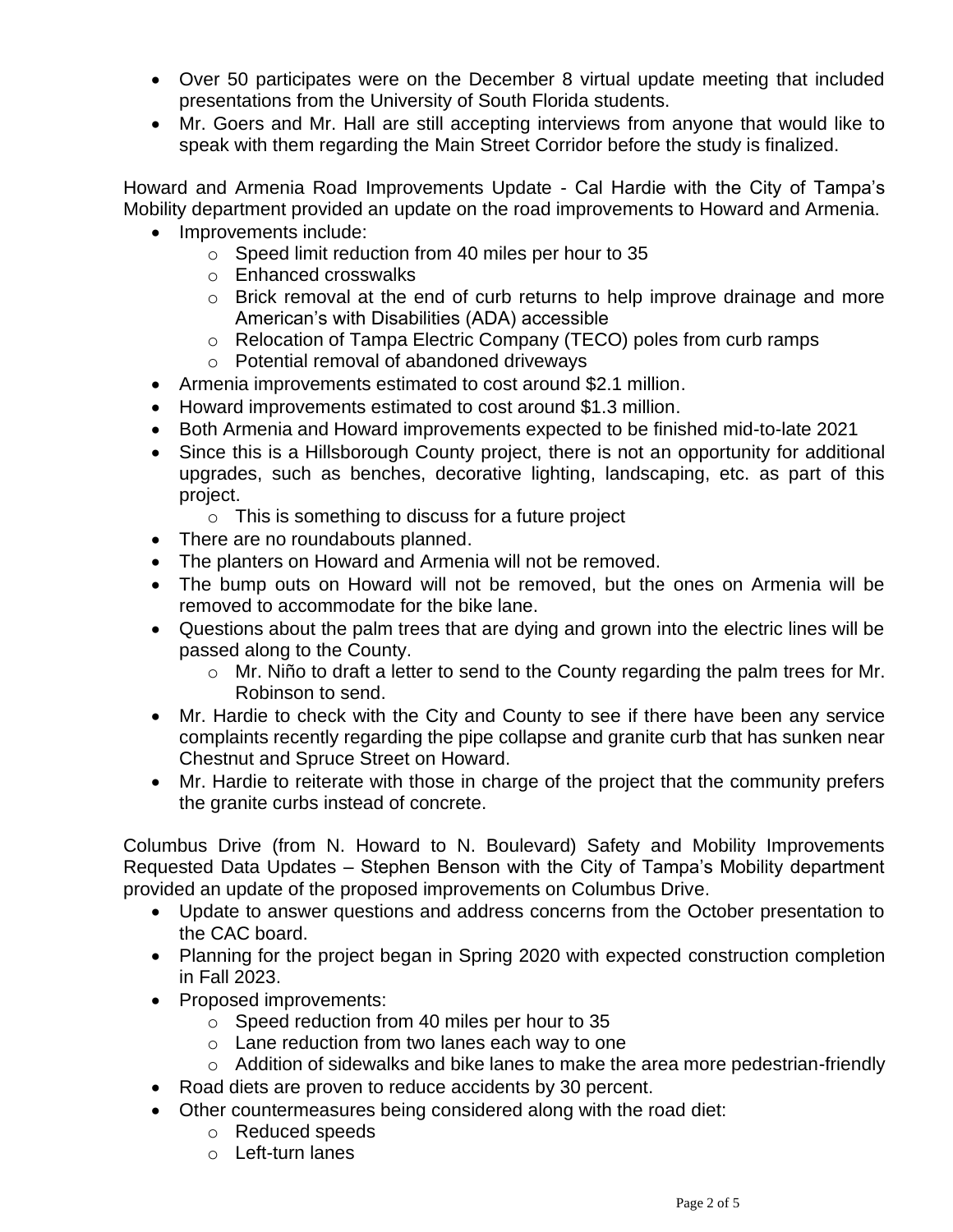- Over 50 participates were on the December 8 virtual update meeting that included presentations from the University of South Florida students.
- Mr. Goers and Mr. Hall are still accepting interviews from anyone that would like to speak with them regarding the Main Street Corridor before the study is finalized.

Howard and Armenia Road Improvements Update - Cal Hardie with the City of Tampa's Mobility department provided an update on the road improvements to Howard and Armenia.

- Improvements include:
  - Speed limit reduction from 40 miles per hour to 35
  - Enhanced crosswalks
  - Brick removal at the end of curb returns to help improve drainage and more American's with Disabilities (ADA) accessible
  - Relocation of Tampa Electric Company (TECO) poles from curb ramps
  - Potential removal of abandoned driveways
- Armenia improvements estimated to cost around $2.1 million.
- Howard improvements estimated to cost around $1.3 million.
- Both Armenia and Howard improvements expected to be finished mid-to-late 2021
- Since this is a Hillsborough County project, there is not an opportunity for additional upgrades, such as benches, decorative lighting, landscaping, etc. as part of this project.
  - This is something to discuss for a future project
- There are no roundabouts planned.
- The planters on Howard and Armenia will not be removed.
- The bump outs on Howard will not be removed, but the ones on Armenia will be removed to accommodate for the bike lane.
- Questions about the palm trees that are dying and grown into the electric lines will be passed along to the County.
  - Mr. Niño to draft a letter to send to the County regarding the palm trees for Mr. Robinson to send.
- Mr. Hardie to check with the City and County to see if there have been any service complaints recently regarding the pipe collapse and granite curb that has sunken near Chestnut and Spruce Street on Howard.
- Mr. Hardie to reiterate with those in charge of the project that the community prefers the granite curbs instead of concrete.

Columbus Drive (from N. Howard to N. Boulevard) Safety and Mobility Improvements Requested Data Updates – Stephen Benson with the City of Tampa's Mobility department provided an update of the proposed improvements on Columbus Drive.

- Update to answer questions and address concerns from the October presentation to the CAC board.
- Planning for the project began in Spring 2020 with expected construction completion in Fall 2023.
- Proposed improvements:
  - Speed reduction from 40 miles per hour to 35
  - Lane reduction from two lanes each way to one
  - Addition of sidewalks and bike lanes to make the area more pedestrian-friendly
- Road diets are proven to reduce accidents by 30 percent.
- Other countermeasures being considered along with the road diet:
  - Reduced speeds
  - Left-turn lanes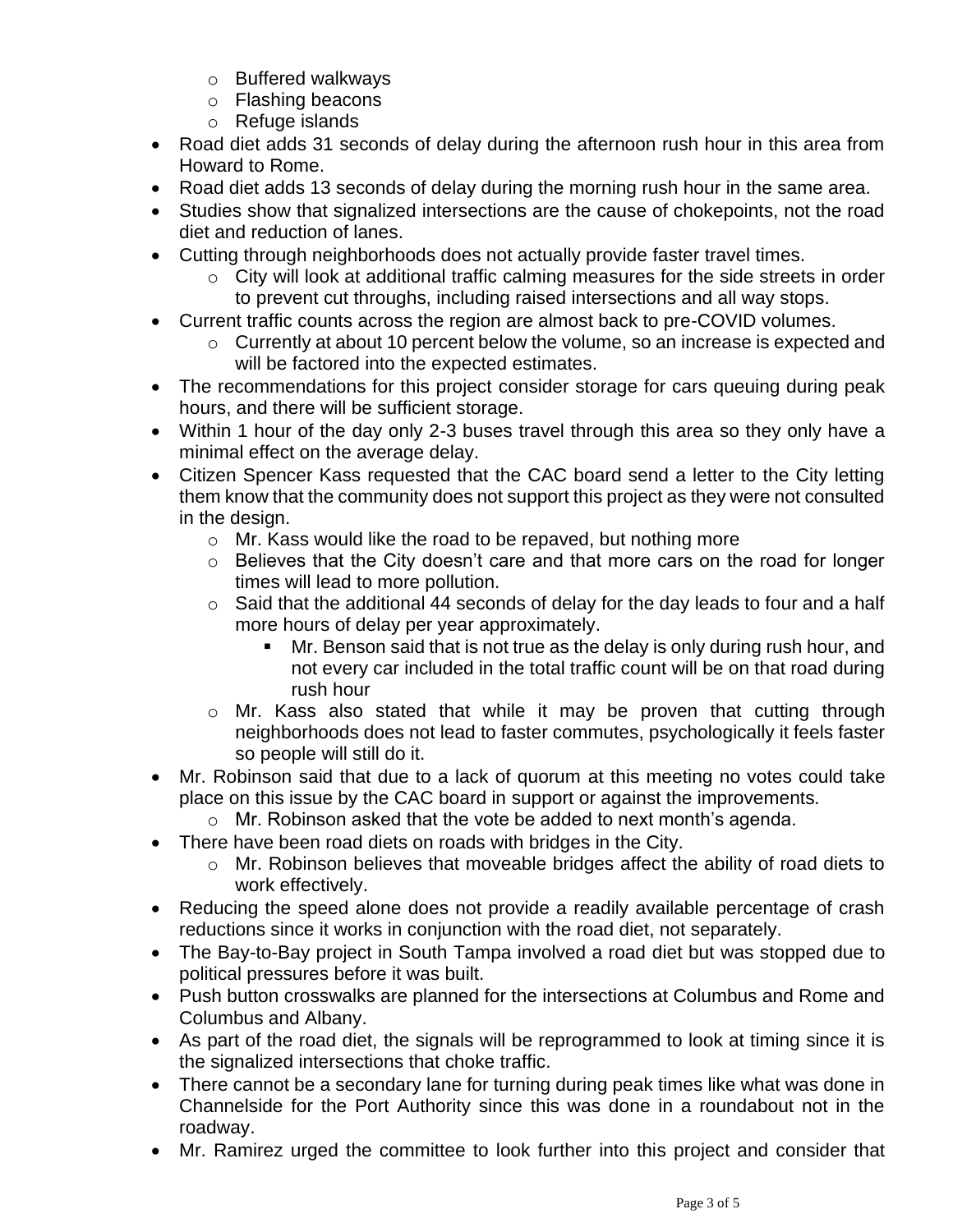- Buffered walkways
  - Flashing beacons
  - Refuge islands
- Road diet adds 31 seconds of delay during the afternoon rush hour in this area from Howard to Rome.
- Road diet adds 13 seconds of delay during the morning rush hour in the same area.
- Studies show that signalized intersections are the cause of chokepoints, not the road diet and reduction of lanes.
- Cutting through neighborhoods does not actually provide faster travel times.
  - City will look at additional traffic calming measures for the side streets in order to prevent cut throughs, including raised intersections and all way stops.
- Current traffic counts across the region are almost back to pre-COVID volumes.
  - Currently at about 10 percent below the volume, so an increase is expected and will be factored into the expected estimates.
- The recommendations for this project consider storage for cars queuing during peak hours, and there will be sufficient storage.
- Within 1 hour of the day only 2-3 buses travel through this area so they only have a minimal effect on the average delay.
- Citizen Spencer Kass requested that the CAC board send a letter to the City letting them know that the community does not support this project as they were not consulted in the design.
  - Mr. Kass would like the road to be repaved, but nothing more
  - Believes that the City doesn't care and that more cars on the road for longer times will lead to more pollution.
  - Said that the additional 44 seconds of delay for the day leads to four and a half more hours of delay per year approximately.
    - Mr. Benson said that is not true as the delay is only during rush hour, and not every car included in the total traffic count will be on that road during rush hour
  - Mr. Kass also stated that while it may be proven that cutting through neighborhoods does not lead to faster commutes, psychologically it feels faster so people will still do it.
- Mr. Robinson said that due to a lack of quorum at this meeting no votes could take place on this issue by the CAC board in support or against the improvements.
  - Mr. Robinson asked that the vote be added to next month's agenda.
- There have been road diets on roads with bridges in the City.
  - Mr. Robinson believes that moveable bridges affect the ability of road diets to work effectively.
- Reducing the speed alone does not provide a readily available percentage of crash reductions since it works in conjunction with the road diet, not separately.
- The Bay-to-Bay project in South Tampa involved a road diet but was stopped due to political pressures before it was built.
- Push button crosswalks are planned for the intersections at Columbus and Rome and Columbus and Albany.
- As part of the road diet, the signals will be reprogrammed to look at timing since it is the signalized intersections that choke traffic.
- There cannot be a secondary lane for turning during peak times like what was done in Channelside for the Port Authority since this was done in a roundabout not in the roadway.
- Mr. Ramirez urged the committee to look further into this project and consider that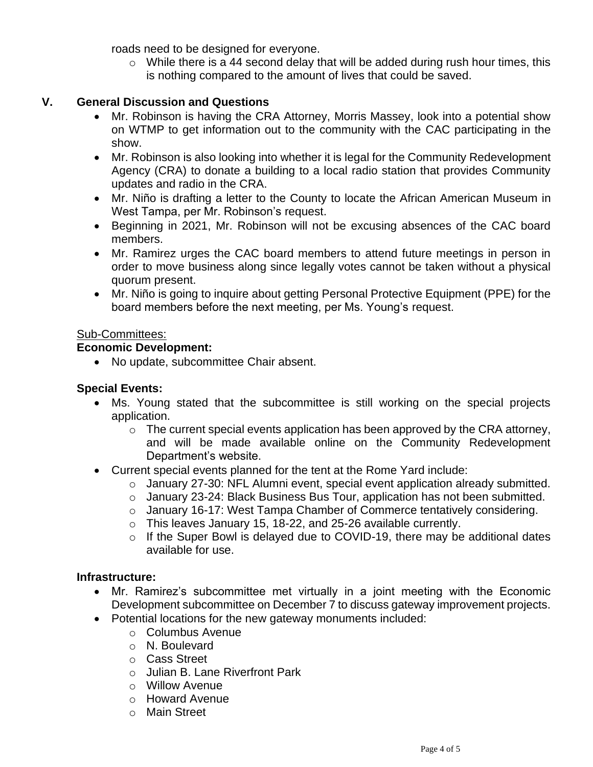roads need to be designed for everyone.

  - While there is a 44 second delay that will be added during rush hour times, this is nothing compared to the amount of lives that could be saved.

## V. General Discussion and Questions

- Mr. Robinson is having the CRA Attorney, Morris Massey, look into a potential show on WTMP to get information out to the community with the CAC participating in the show.
- Mr. Robinson is also looking into whether it is legal for the Community Redevelopment Agency (CRA) to donate a building to a local radio station that provides Community updates and radio in the CRA.
- Mr. Niño is drafting a letter to the County to locate the African American Museum in West Tampa, per Mr. Robinson's request.
- Beginning in 2021, Mr. Robinson will not be excusing absences of the CAC board members.
- Mr. Ramirez urges the CAC board members to attend future meetings in person in order to move business along since legally votes cannot be taken without a physical quorum present.
- Mr. Niño is going to inquire about getting Personal Protective Equipment (PPE) for the board members before the next meeting, per Ms. Young's request.

Sub-Committees:

**Economic Development:**

- No update, subcommittee Chair absent.

**Special Events:**

- Ms. Young stated that the subcommittee is still working on the special projects application.
  - The current special events application has been approved by the CRA attorney, and will be made available online on the Community Redevelopment Department's website.
- Current special events planned for the tent at the Rome Yard include:
  - January 27-30: NFL Alumni event, special event application already submitted.
  - January 23-24: Black Business Bus Tour, application has not been submitted.
  - January 16-17: West Tampa Chamber of Commerce tentatively considering.
  - This leaves January 15, 18-22, and 25-26 available currently.
  - If the Super Bowl is delayed due to COVID-19, there may be additional dates available for use.

**Infrastructure:**

- Mr. Ramirez's subcommittee met virtually in a joint meeting with the Economic Development subcommittee on December 7 to discuss gateway improvement projects.
- Potential locations for the new gateway monuments included:
  - Columbus Avenue
  - N. Boulevard
  - Cass Street
  - Julian B. Lane Riverfront Park
  - Willow Avenue
  - Howard Avenue
  - Main Street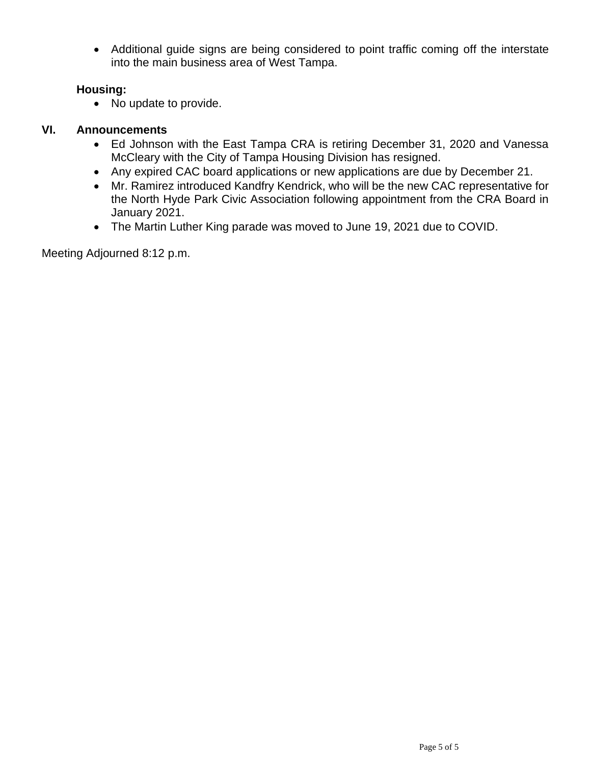- Additional guide signs are being considered to point traffic coming off the interstate into the main business area of West Tampa.

**Housing:**

- No update to provide.

## VI. Announcements

- Ed Johnson with the East Tampa CRA is retiring December 31, 2020 and Vanessa McCleary with the City of Tampa Housing Division has resigned.
- Any expired CAC board applications or new applications are due by December 21.
- Mr. Ramirez introduced Kandfry Kendrick, who will be the new CAC representative for the North Hyde Park Civic Association following appointment from the CRA Board in January 2021.
- The Martin Luther King parade was moved to June 19, 2021 due to COVID.

Meeting Adjourned 8:12 p.m.